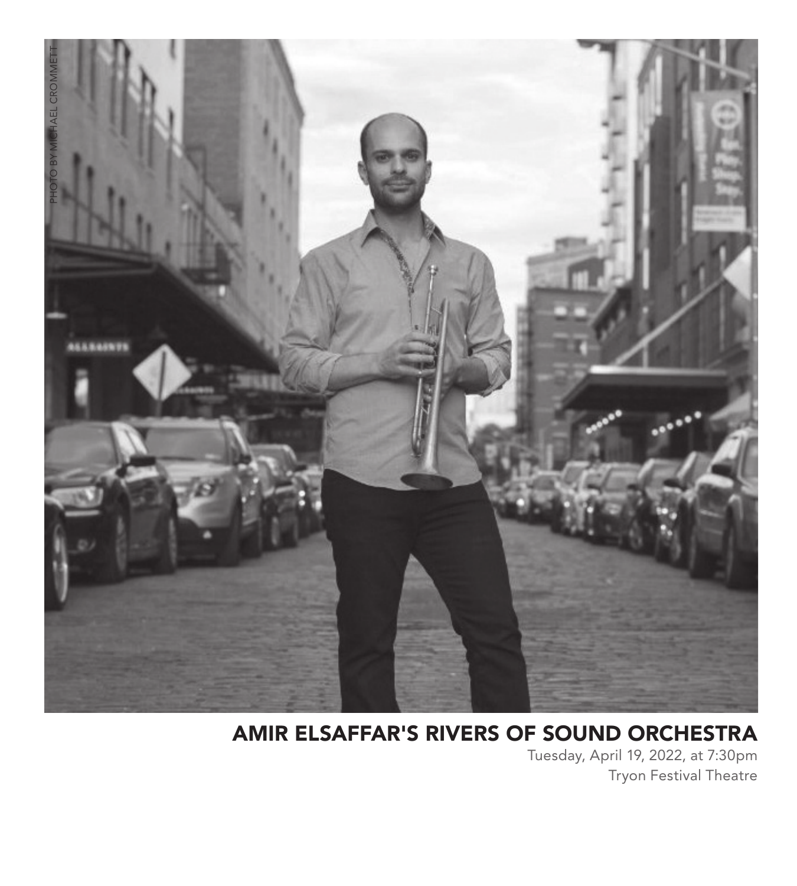PHOTO BY MICHAEL CROMMETT

# AMIR ELSAFFAR'S RIVERS OF SOUND ORCHESTRA

Tuesday, April 19, 2022, at 7:30pm
Tryon Festival Theatre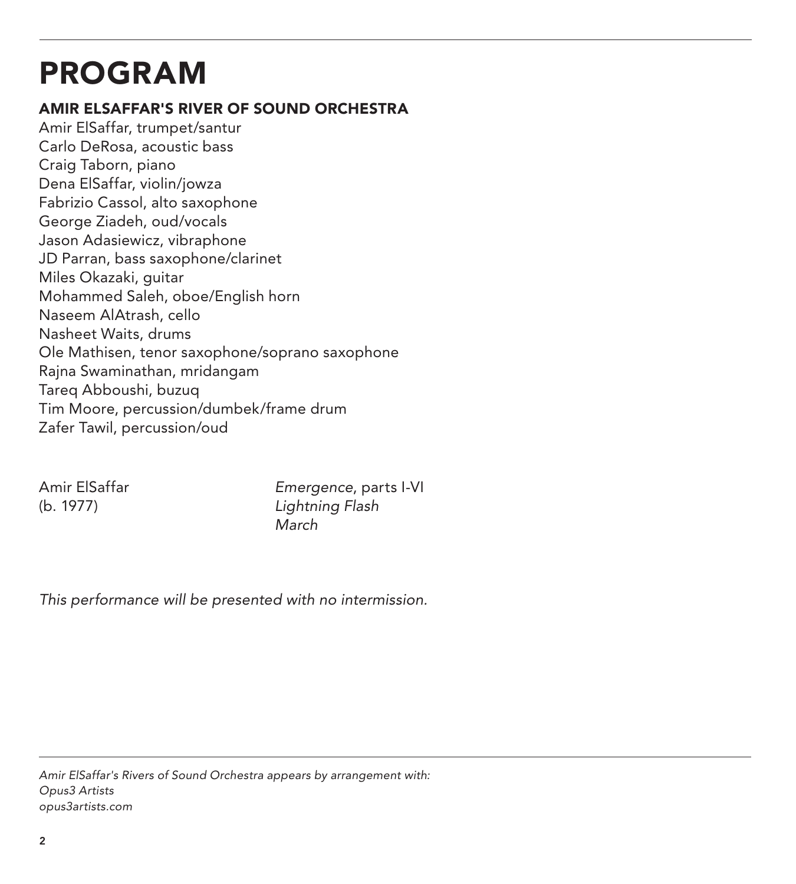# PROGRAM

**AMIR ELSAFFAR'S RIVER OF SOUND ORCHESTRA**

Amir ElSaffar, trumpet/santur
Carlo DeRosa, acoustic bass
Craig Taborn, piano
Dena ElSaffar, violin/jowza
Fabrizio Cassol, alto saxophone
George Ziadeh, oud/vocals
Jason Adasiewicz, vibraphone
JD Parran, bass saxophone/clarinet
Miles Okazaki, guitar
Mohammed Saleh, oboe/English horn
Naseem AlAtrash, cello
Nasheet Waits, drums
Ole Mathisen, tenor saxophone/soprano saxophone
Rajna Swaminathan, mridangam
Tareq Abboushi, buzuq
Tim Moore, percussion/dumbek/frame drum
Zafer Tawil, percussion/oud

Amir ElSaffar (b. 1977)

*Emergence*, parts I-VI
*Lightning Flash*
*March*

*This performance will be presented with no intermission.*

*Amir ElSaffar's Rivers of Sound Orchestra appears by arrangement with:*
*Opus3 Artists*
*opus3artists.com*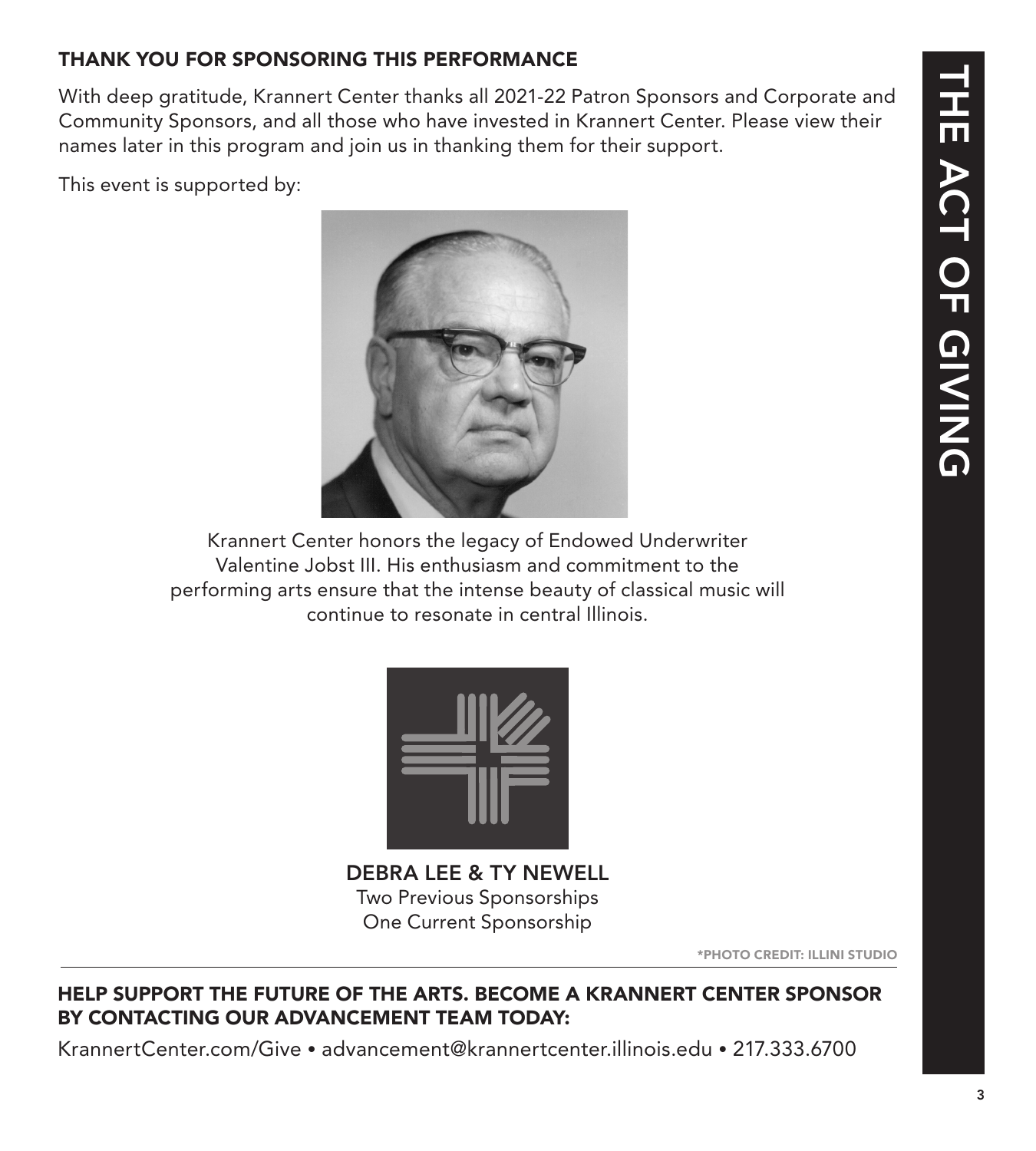## THANK YOU FOR SPONSORING THIS PERFORMANCE

With deep gratitude, Krannert Center thanks all 2021-22 Patron Sponsors and Corporate and Community Sponsors, and all those who have invested in Krannert Center. Please view their names later in this program and join us in thanking them for their support.

This event is supported by:

Krannert Center honors the legacy of Endowed Underwriter Valentine Jobst III. His enthusiasm and commitment to the performing arts ensure that the intense beauty of classical music will continue to resonate in central Illinois.

**DEBRA LEE & TY NEWELL**
Two Previous Sponsorships
One Current Sponsorship

*PHOTO CREDIT: ILLINI STUDIO

## HELP SUPPORT THE FUTURE OF THE ARTS. BECOME A KRANNERT CENTER SPONSOR BY CONTACTING OUR ADVANCEMENT TEAM TODAY:

KrannertCenter.com/Give • advancement@krannertcenter.illinois.edu • 217.333.6700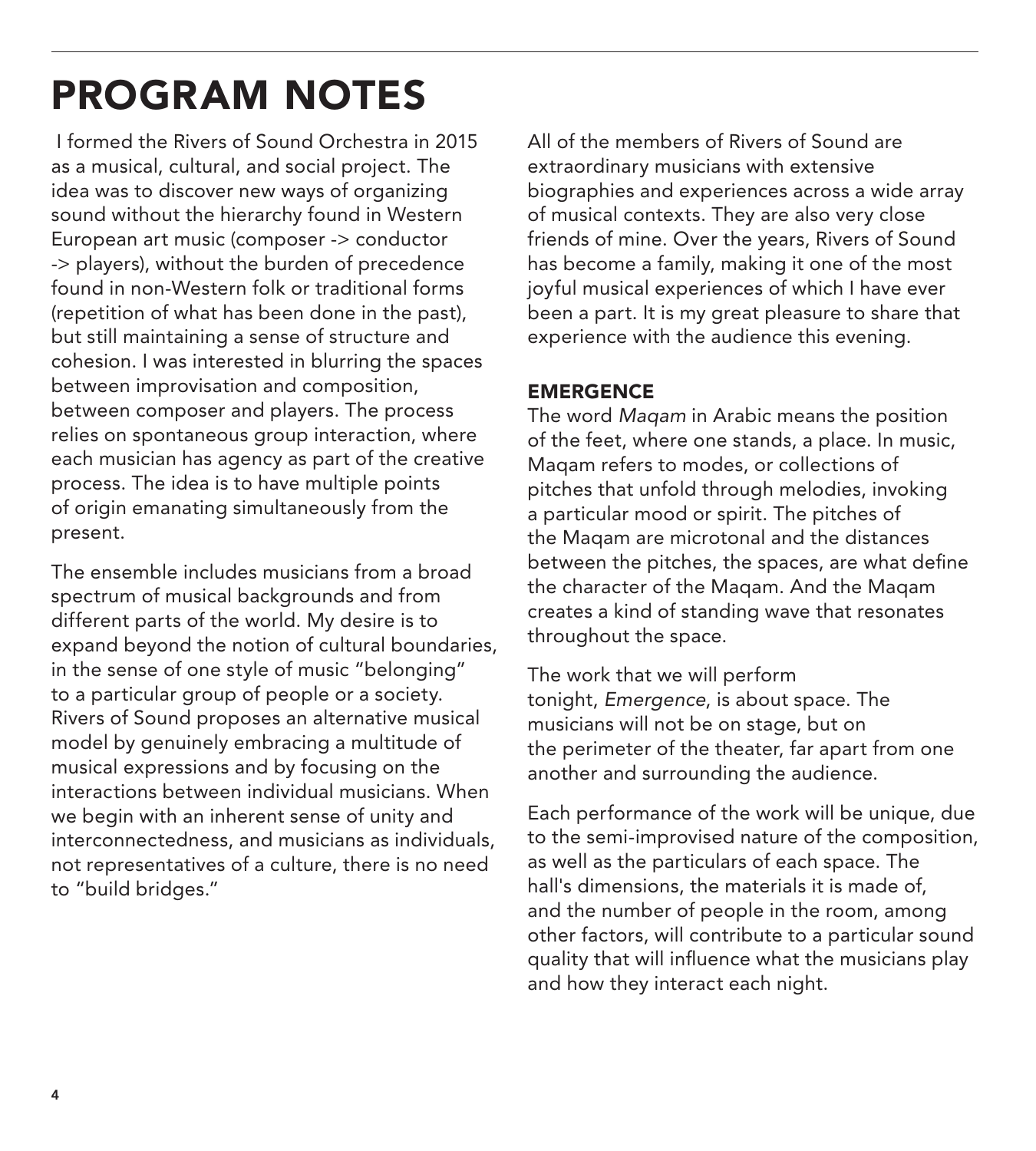# PROGRAM NOTES

I formed the Rivers of Sound Orchestra in 2015 as a musical, cultural, and social project. The idea was to discover new ways of organizing sound without the hierarchy found in Western European art music (composer -> conductor -> players), without the burden of precedence found in non-Western folk or traditional forms (repetition of what has been done in the past), but still maintaining a sense of structure and cohesion. I was interested in blurring the spaces between improvisation and composition, between composer and players. The process relies on spontaneous group interaction, where each musician has agency as part of the creative process. The idea is to have multiple points of origin emanating simultaneously from the present.

The ensemble includes musicians from a broad spectrum of musical backgrounds and from different parts of the world. My desire is to expand beyond the notion of cultural boundaries, in the sense of one style of music "belonging" to a particular group of people or a society. Rivers of Sound proposes an alternative musical model by genuinely embracing a multitude of musical expressions and by focusing on the interactions between individual musicians. When we begin with an inherent sense of unity and interconnectedness, and musicians as individuals, not representatives of a culture, there is no need to "build bridges."

All of the members of Rivers of Sound are extraordinary musicians with extensive biographies and experiences across a wide array of musical contexts. They are also very close friends of mine. Over the years, Rivers of Sound has become a family, making it one of the most joyful musical experiences of which I have ever been a part. It is my great pleasure to share that experience with the audience this evening.

### EMERGENCE

The word *Maqam* in Arabic means the position of the feet, where one stands, a place. In music, Maqam refers to modes, or collections of pitches that unfold through melodies, invoking a particular mood or spirit. The pitches of the Maqam are microtonal and the distances between the pitches, the spaces, are what define the character of the Maqam. And the Maqam creates a kind of standing wave that resonates throughout the space.

The work that we will perform tonight, *Emergence*, is about space. The musicians will not be on stage, but on the perimeter of the theater, far apart from one another and surrounding the audience.

Each performance of the work will be unique, due to the semi-improvised nature of the composition, as well as the particulars of each space. The hall's dimensions, the materials it is made of, and the number of people in the room, among other factors, will contribute to a particular sound quality that will influence what the musicians play and how they interact each night.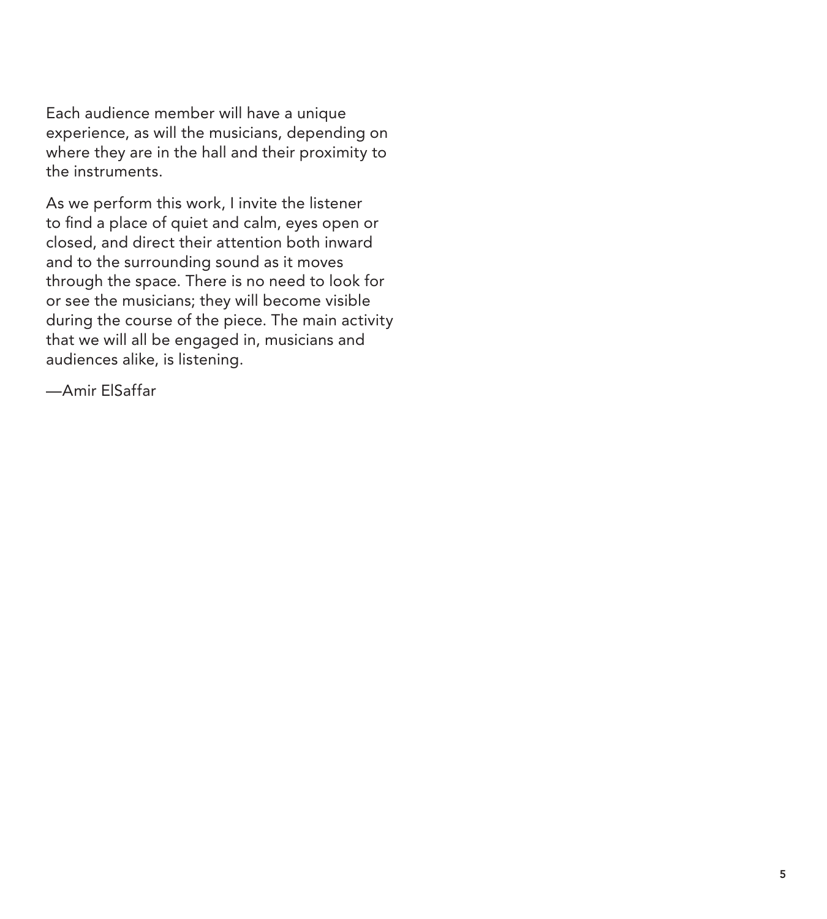Each audience member will have a unique experience, as will the musicians, depending on where they are in the hall and their proximity to the instruments.

As we perform this work, I invite the listener to find a place of quiet and calm, eyes open or closed, and direct their attention both inward and to the surrounding sound as it moves through the space. There is no need to look for or see the musicians; they will become visible during the course of the piece. The main activity that we will all be engaged in, musicians and audiences alike, is listening.

—Amir ElSaffar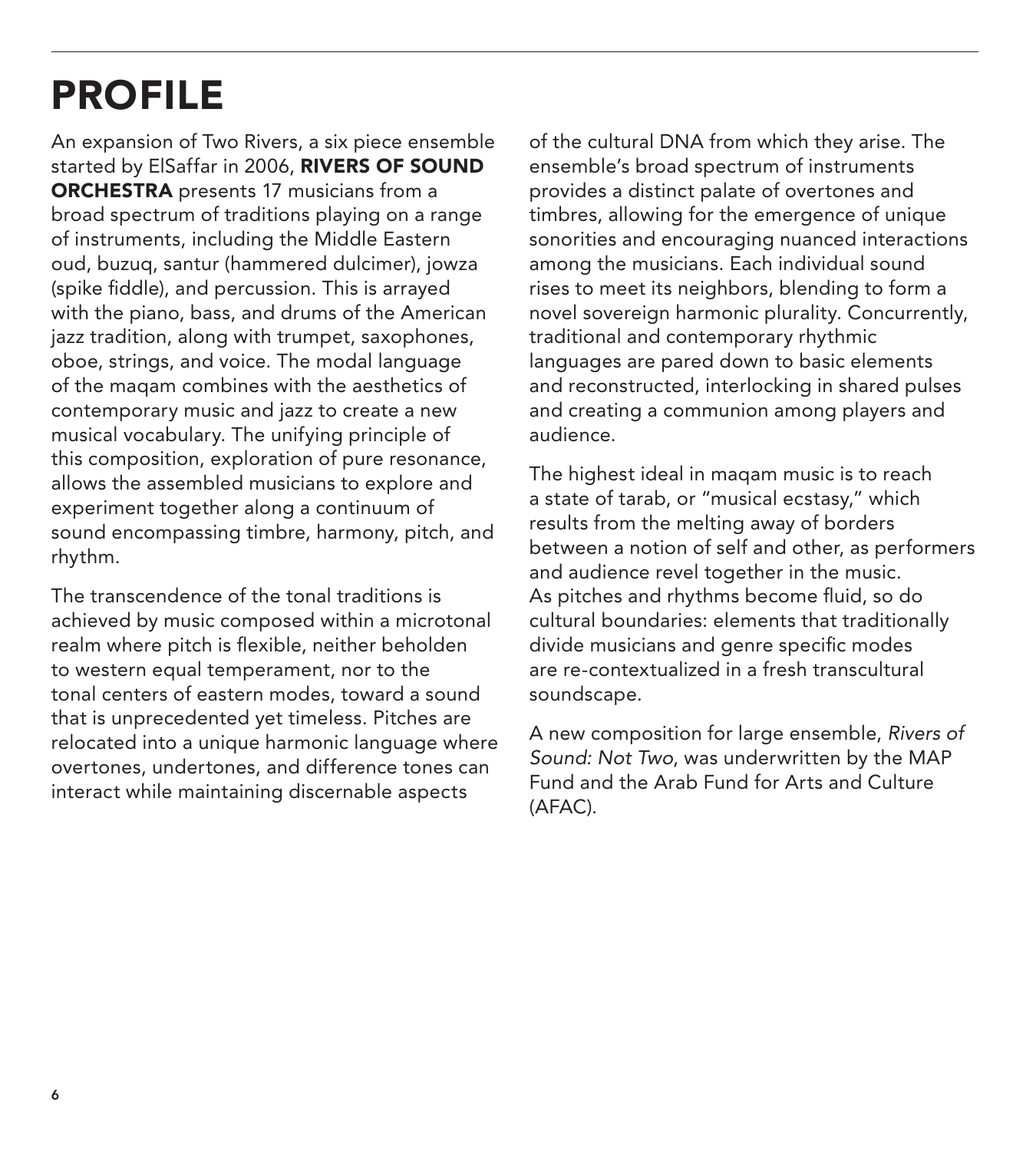# PROFILE

An expansion of Two Rivers, a six piece ensemble started by ElSaffar in 2006, **RIVERS OF SOUND ORCHESTRA** presents 17 musicians from a broad spectrum of traditions playing on a range of instruments, including the Middle Eastern oud, buzuq, santur (hammered dulcimer), jowza (spike fiddle), and percussion. This is arrayed with the piano, bass, and drums of the American jazz tradition, along with trumpet, saxophones, oboe, strings, and voice. The modal language of the maqam combines with the aesthetics of contemporary music and jazz to create a new musical vocabulary. The unifying principle of this composition, exploration of pure resonance, allows the assembled musicians to explore and experiment together along a continuum of sound encompassing timbre, harmony, pitch, and rhythm.

The transcendence of the tonal traditions is achieved by music composed within a microtonal realm where pitch is flexible, neither beholden to western equal temperament, nor to the tonal centers of eastern modes, toward a sound that is unprecedented yet timeless. Pitches are relocated into a unique harmonic language where overtones, undertones, and difference tones can interact while maintaining discernable aspects of the cultural DNA from which they arise. The ensemble's broad spectrum of instruments provides a distinct palate of overtones and timbres, allowing for the emergence of unique sonorities and encouraging nuanced interactions among the musicians. Each individual sound rises to meet its neighbors, blending to form a novel sovereign harmonic plurality. Concurrently, traditional and contemporary rhythmic languages are pared down to basic elements and reconstructed, interlocking in shared pulses and creating a communion among players and audience.

The highest ideal in maqam music is to reach a state of tarab, or "musical ecstasy," which results from the melting away of borders between a notion of self and other, as performers and audience revel together in the music. As pitches and rhythms become fluid, so do cultural boundaries: elements that traditionally divide musicians and genre specific modes are re-contextualized in a fresh transcultural soundscape.

A new composition for large ensemble, *Rivers of Sound: Not Two*, was underwritten by the MAP Fund and the Arab Fund for Arts and Culture (AFAC).